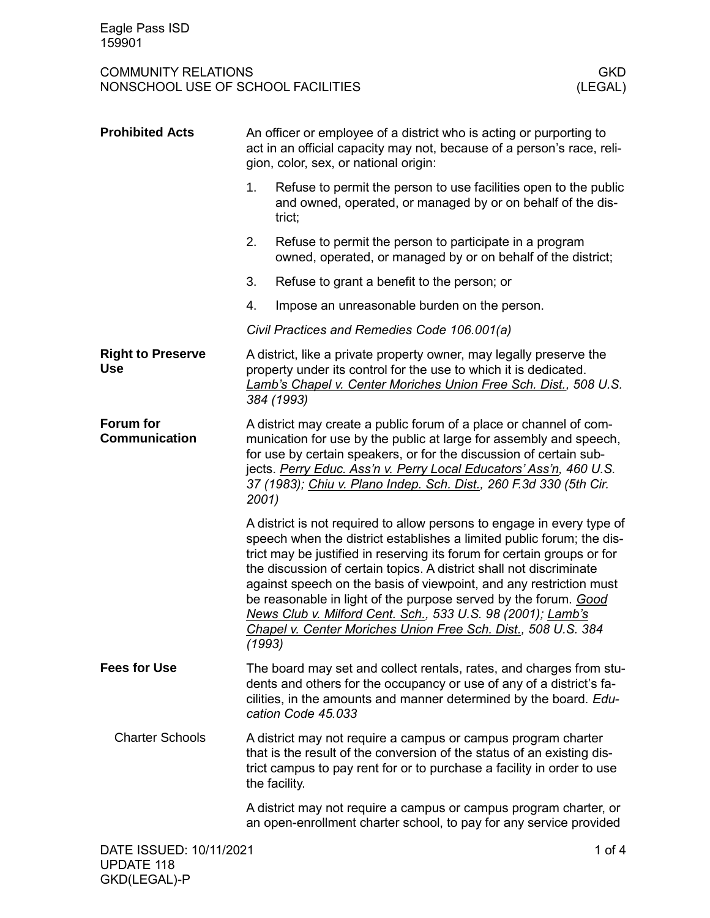## Prohibited Acts

An officer or employee of a district who is acting or purporting to act in an official capacity may not, because of a person's race, religion, color, sex, or national origin:

1. Refuse to permit the person to use facilities open to the public and owned, operated, or managed by or on behalf of the district;
2. Refuse to permit the person to participate in a program owned, operated, or managed by or on behalf of the district;
3. Refuse to grant a benefit to the person; or
4. Impose an unreasonable burden on the person.

*Civil Practices and Remedies Code 106.001(a)*

## Right to Preserve Use

A district, like a private property owner, may legally preserve the property under its control for the use to which it is dedicated. *Lamb's Chapel v. Center Moriches Union Free Sch. Dist., 508 U.S. 384 (1993)*

## Forum for Communication

A district may create a public forum of a place or channel of communication for use by the public at large for assembly and speech, for use by certain speakers, or for the discussion of certain subjects. *Perry Educ. Ass'n v. Perry Local Educators' Ass'n, 460 U.S. 37 (1983); Chiu v. Plano Indep. Sch. Dist., 260 F.3d 330 (5th Cir. 2001)*

A district is not required to allow persons to engage in every type of speech when the district establishes a limited public forum; the district may be justified in reserving its forum for certain groups or for the discussion of certain topics. A district shall not discriminate against speech on the basis of viewpoint, and any restriction must be reasonable in light of the purpose served by the forum. *Good News Club v. Milford Cent. Sch., 533 U.S. 98 (2001); Lamb's Chapel v. Center Moriches Union Free Sch. Dist., 508 U.S. 384 (1993)*

## Fees for Use

The board may set and collect rentals, rates, and charges from students and others for the occupancy or use of any of a district's facilities, in the amounts and manner determined by the board. *Education Code 45.033*

### Charter Schools

A district may not require a campus or campus program charter that is the result of the conversion of the status of an existing district campus to pay rent for or to purchase a facility in order to use the facility.

A district may not require a campus or campus program charter, or an open-enrollment charter school, to pay for any service provided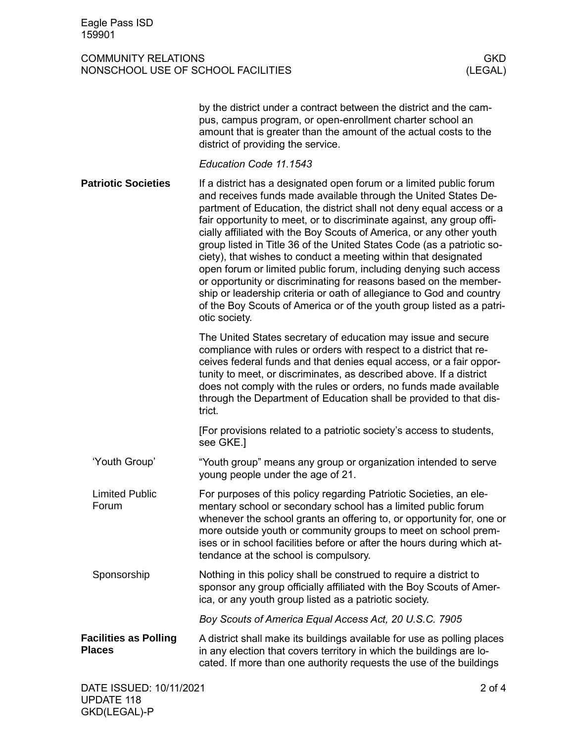by the district under a contract between the district and the campus, campus program, or open-enrollment charter school an amount that is greater than the amount of the actual costs to the district of providing the service.

*Education Code 11.1543*

## Patriotic Societies

If a district has a designated open forum or a limited public forum and receives funds made available through the United States Department of Education, the district shall not deny equal access or a fair opportunity to meet, or to discriminate against, any group officially affiliated with the Boy Scouts of America, or any other youth group listed in Title 36 of the United States Code (as a patriotic society), that wishes to conduct a meeting within that designated open forum or limited public forum, including denying such access or opportunity or discriminating for reasons based on the membership or leadership criteria or oath of allegiance to God and country of the Boy Scouts of America or of the youth group listed as a patriotic society.

The United States secretary of education may issue and secure compliance with rules or orders with respect to a district that receives federal funds and that denies equal access, or a fair opportunity to meet, or discriminates, as described above. If a district does not comply with the rules or orders, no funds made available through the Department of Education shall be provided to that district.

[For provisions related to a patriotic society's access to students, see GKE.]

### 'Youth Group'

"Youth group" means any group or organization intended to serve young people under the age of 21.

### Limited Public Forum

For purposes of this policy regarding Patriotic Societies, an elementary school or secondary school has a limited public forum whenever the school grants an offering to, or opportunity for, one or more outside youth or community groups to meet on school premises or in school facilities before or after the hours during which attendance at the school is compulsory.

### Sponsorship

Nothing in this policy shall be construed to require a district to sponsor any group officially affiliated with the Boy Scouts of America, or any youth group listed as a patriotic society.

*Boy Scouts of America Equal Access Act, 20 U.S.C. 7905*

## Facilities as Polling Places

A district shall make its buildings available for use as polling places in any election that covers territory in which the buildings are located. If more than one authority requests the use of the buildings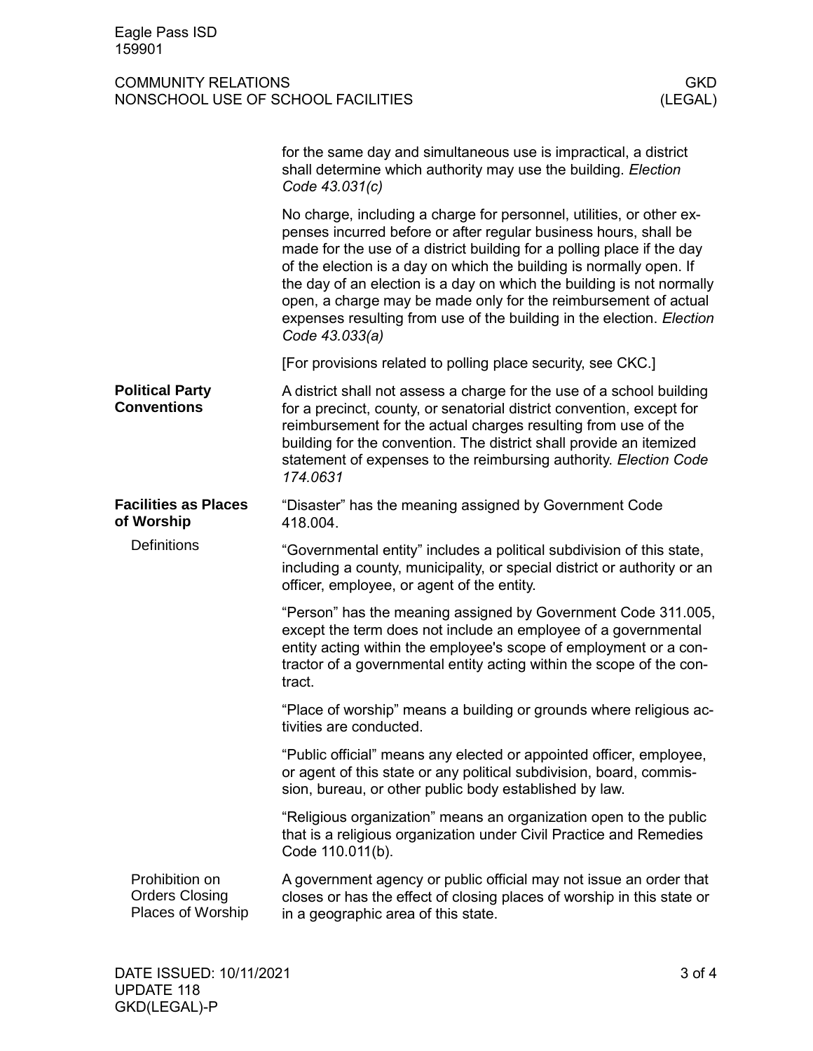for the same day and simultaneous use is impractical, a district shall determine which authority may use the building. *Election Code 43.031(c)*

No charge, including a charge for personnel, utilities, or other expenses incurred before or after regular business hours, shall be made for the use of a district building for a polling place if the day of the election is a day on which the building is normally open. If the day of an election is a day on which the building is not normally open, a charge may be made only for the reimbursement of actual expenses resulting from use of the building in the election. *Election Code 43.033(a)*

[For provisions related to polling place security, see CKC.]

## Political Party Conventions

A district shall not assess a charge for the use of a school building for a precinct, county, or senatorial district convention, except for reimbursement for the actual charges resulting from use of the building for the convention. The district shall provide an itemized statement of expenses to the reimbursing authority. *Election Code 174.0631*

## Facilities as Places of Worship

### Definitions

"Disaster" has the meaning assigned by Government Code 418.004.

"Governmental entity" includes a political subdivision of this state, including a county, municipality, or special district or authority or an officer, employee, or agent of the entity.

"Person" has the meaning assigned by Government Code 311.005, except the term does not include an employee of a governmental entity acting within the employee's scope of employment or a contractor of a governmental entity acting within the scope of the contract.

"Place of worship" means a building or grounds where religious activities are conducted.

"Public official" means any elected or appointed officer, employee, or agent of this state or any political subdivision, board, commission, bureau, or other public body established by law.

"Religious organization" means an organization open to the public that is a religious organization under Civil Practice and Remedies Code 110.011(b).

### Prohibition on Orders Closing Places of Worship

A government agency or public official may not issue an order that closes or has the effect of closing places of worship in this state or in a geographic area of this state.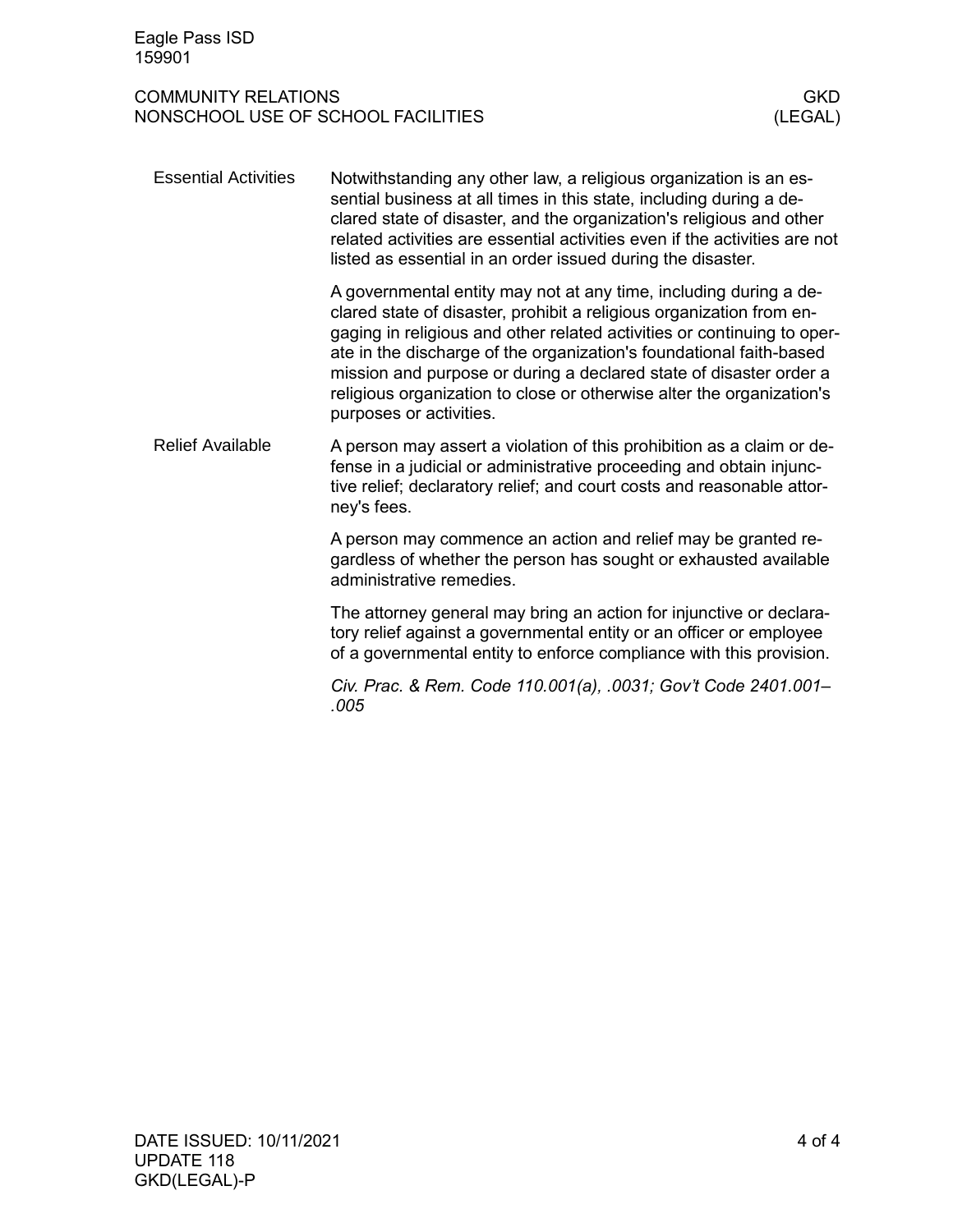### Essential Activities

Notwithstanding any other law, a religious organization is an essential business at all times in this state, including during a declared state of disaster, and the organization's religious and other related activities are essential activities even if the activities are not listed as essential in an order issued during the disaster.

A governmental entity may not at any time, including during a declared state of disaster, prohibit a religious organization from engaging in religious and other related activities or continuing to operate in the discharge of the organization's foundational faith-based mission and purpose or during a declared state of disaster order a religious organization to close or otherwise alter the organization's purposes or activities.

### Relief Available

A person may assert a violation of this prohibition as a claim or defense in a judicial or administrative proceeding and obtain injunctive relief; declaratory relief; and court costs and reasonable attorney's fees.

A person may commence an action and relief may be granted regardless of whether the person has sought or exhausted available administrative remedies.

The attorney general may bring an action for injunctive or declaratory relief against a governmental entity or an officer or employee of a governmental entity to enforce compliance with this provision.

*Civ. Prac. & Rem. Code 110.001(a), .0031; Gov't Code 2401.001–.005*